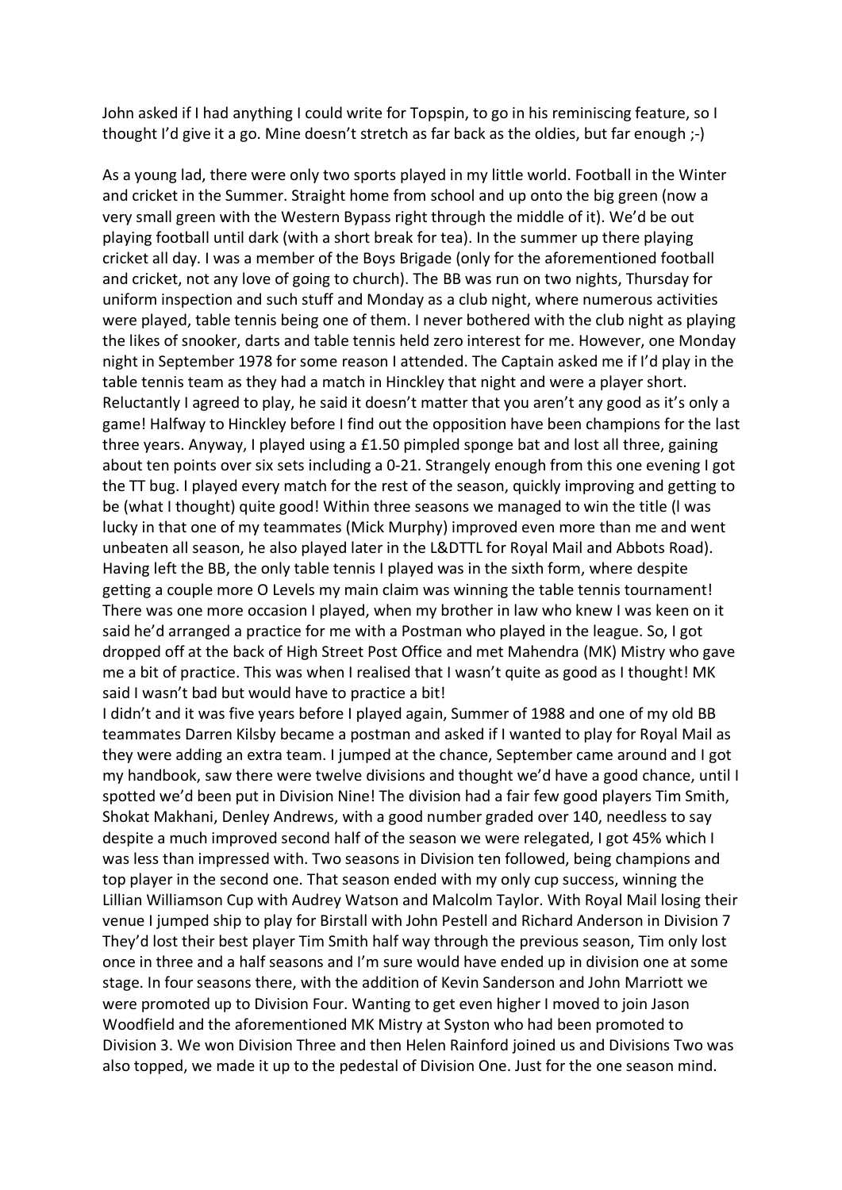John asked if I had anything I could write for Topspin, to go in his reminiscing feature, so I thought I'd give it a go. Mine doesn't stretch as far back as the oldies, but far enough ;-)

As a young lad, there were only two sports played in my little world. Football in the Winter and cricket in the Summer. Straight home from school and up onto the big green (now a very small green with the Western Bypass right through the middle of it). We'd be out playing football until dark (with a short break for tea). In the summer up there playing cricket all day. I was a member of the Boys Brigade (only for the aforementioned football and cricket, not any love of going to church). The BB was run on two nights, Thursday for uniform inspection and such stuff and Monday as a club night, where numerous activities were played, table tennis being one of them. I never bothered with the club night as playing the likes of snooker, darts and table tennis held zero interest for me. However, one Monday night in September 1978 for some reason I attended. The Captain asked me if I'd play in the table tennis team as they had a match in Hinckley that night and were a player short. Reluctantly I agreed to play, he said it doesn't matter that you aren't any good as it's only a game! Halfway to Hinckley before I find out the opposition have been champions for the last three years. Anyway, I played using a £1.50 pimpled sponge bat and lost all three, gaining about ten points over six sets including a 0-21. Strangely enough from this one evening I got the TT bug. I played every match for the rest of the season, quickly improving and getting to be (what I thought) quite good! Within three seasons we managed to win the title (I was lucky in that one of my teammates (Mick Murphy) improved even more than me and went unbeaten all season, he also played later in the L&DTTL for Royal Mail and Abbots Road). Having left the BB, the only table tennis I played was in the sixth form, where despite getting a couple more O Levels my main claim was winning the table tennis tournament! There was one more occasion I played, when my brother in law who knew I was keen on it said he'd arranged a practice for me with a Postman who played in the league. So, I got dropped off at the back of High Street Post Office and met Mahendra (MK) Mistry who gave me a bit of practice. This was when I realised that I wasn't quite as good as I thought! MK said I wasn't bad but would have to practice a bit!
I didn't and it was five years before I played again, Summer of 1988 and one of my old BB teammates Darren Kilsby became a postman and asked if I wanted to play for Royal Mail as they were adding an extra team. I jumped at the chance, September came around and I got my handbook, saw there were twelve divisions and thought we'd have a good chance, until I spotted we'd been put in Division Nine! The division had a fair few good players Tim Smith, Shokat Makhani, Denley Andrews, with a good number graded over 140, needless to say despite a much improved second half of the season we were relegated, I got 45% which I was less than impressed with. Two seasons in Division ten followed, being champions and top player in the second one. That season ended with my only cup success, winning the Lillian Williamson Cup with Audrey Watson and Malcolm Taylor. With Royal Mail losing their venue I jumped ship to play for Birstall with John Pestell and Richard Anderson in Division 7 They'd lost their best player Tim Smith half way through the previous season, Tim only lost once in three and a half seasons and I'm sure would have ended up in division one at some stage. In four seasons there, with the addition of Kevin Sanderson and John Marriott we were promoted up to Division Four. Wanting to get even higher I moved to join Jason Woodfield and the aforementioned MK Mistry at Syston who had been promoted to Division 3. We won Division Three and then Helen Rainford joined us and Divisions Two was also topped, we made it up to the pedestal of Division One. Just for the one season mind.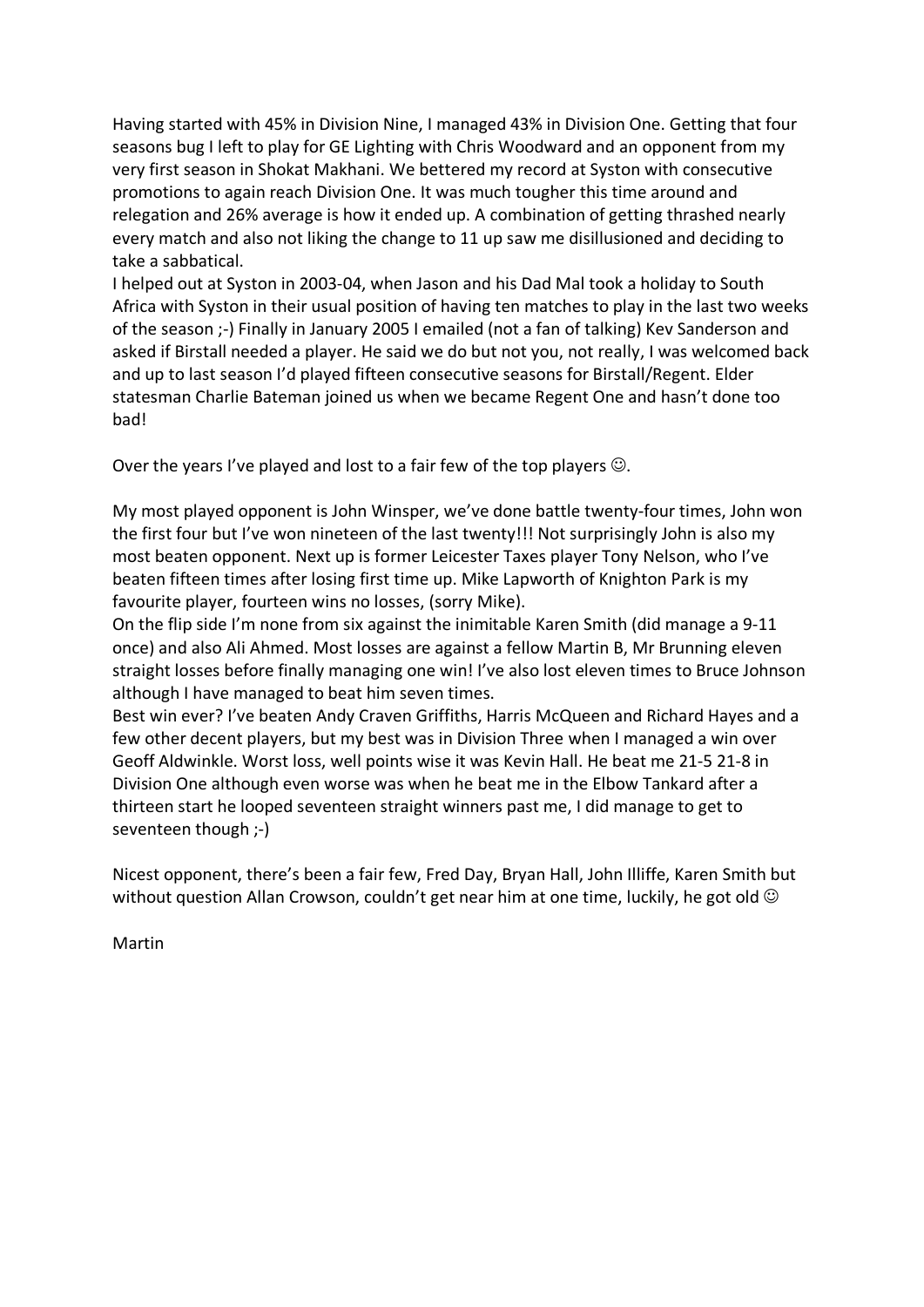Having started with 45% in Division Nine, I managed 43% in Division One. Getting that four seasons bug I left to play for GE Lighting with Chris Woodward and an opponent from my very first season in Shokat Makhani. We bettered my record at Syston with consecutive promotions to again reach Division One. It was much tougher this time around and relegation and 26% average is how it ended up. A combination of getting thrashed nearly every match and also not liking the change to 11 up saw me disillusioned and deciding to take a sabbatical.

I helped out at Syston in 2003-04, when Jason and his Dad Mal took a holiday to South Africa with Syston in their usual position of having ten matches to play in the last two weeks of the season ;-) Finally in January 2005 I emailed (not a fan of talking) Kev Sanderson and asked if Birstall needed a player. He said we do but not you, not really, I was welcomed back and up to last season I'd played fifteen consecutive seasons for Birstall/Regent. Elder statesman Charlie Bateman joined us when we became Regent One and hasn't done too bad!

Over the years I've played and lost to a fair few of the top players ☺.

My most played opponent is John Winsper, we've done battle twenty-four times, John won the first four but I've won nineteen of the last twenty!!! Not surprisingly John is also my most beaten opponent. Next up is former Leicester Taxes player Tony Nelson, who I've beaten fifteen times after losing first time up. Mike Lapworth of Knighton Park is my favourite player, fourteen wins no losses, (sorry Mike).

On the flip side I'm none from six against the inimitable Karen Smith (did manage a 9-11 once) and also Ali Ahmed. Most losses are against a fellow Martin B, Mr Brunning eleven straight losses before finally managing one win! I've also lost eleven times to Bruce Johnson although I have managed to beat him seven times.

Best win ever? I've beaten Andy Craven Griffiths, Harris McQueen and Richard Hayes and a few other decent players, but my best was in Division Three when I managed a win over Geoff Aldwinkle. Worst loss, well points wise it was Kevin Hall. He beat me 21-5 21-8 in Division One although even worse was when he beat me in the Elbow Tankard after a thirteen start he looped seventeen straight winners past me, I did manage to get to seventeen though ;-)

Nicest opponent, there's been a fair few, Fred Day, Bryan Hall, John Illiffe, Karen Smith but without question Allan Crowson, couldn't get near him at one time, luckily, he got old ☺

Martin